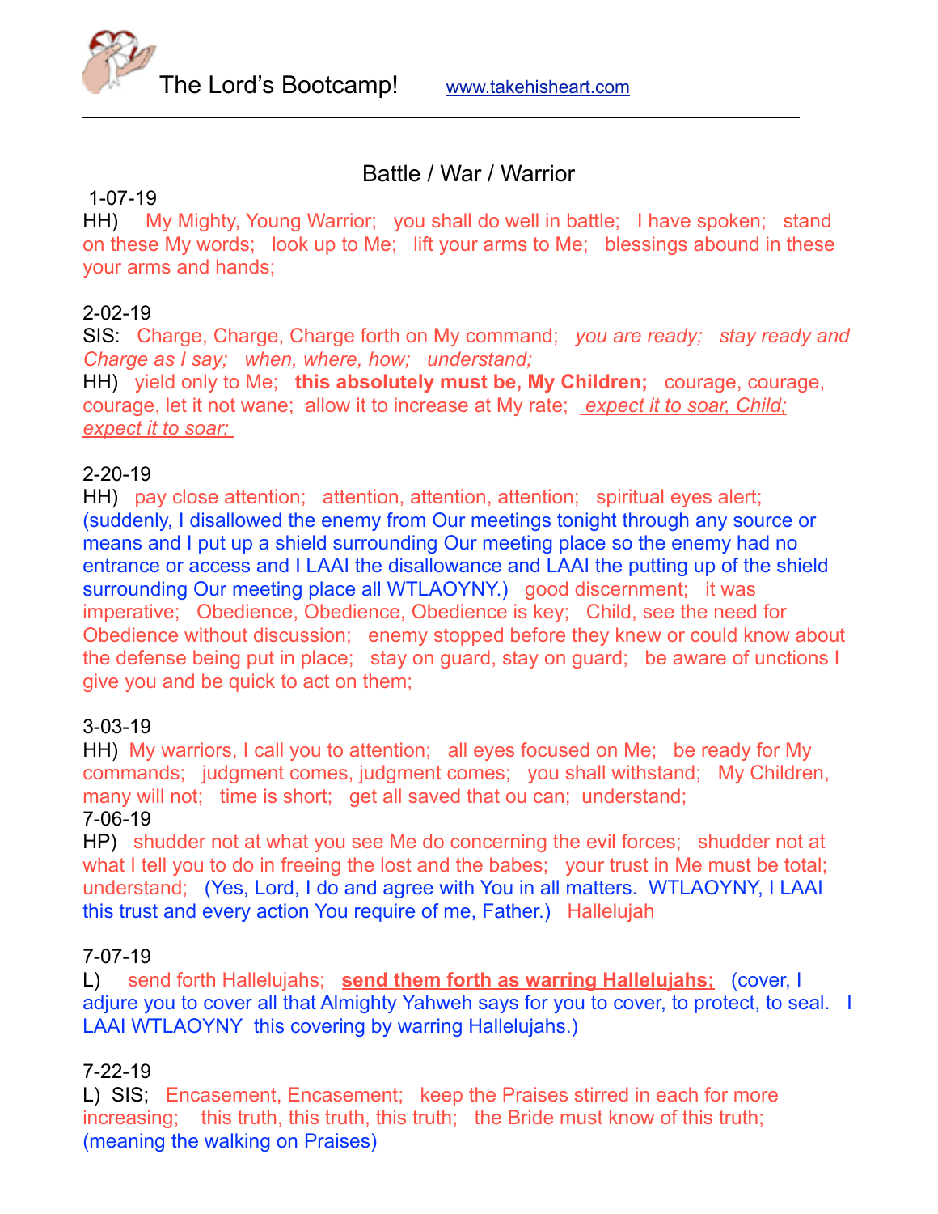The Lord's Bootcamp! www.takehisheart.com

## Battle / War / Warrior

1-07-19
HH) My Mighty, Young Warrior; you shall do well in battle; I have spoken; stand on these My words; look up to Me; lift your arms to Me; blessings abound in these your arms and hands;

2-02-19
SIS: Charge, Charge, Charge forth on My command; *you are ready; stay ready and Charge as I say; when, where, how; understand;*
HH) yield only to Me; **this absolutely must be, My Children;** courage, courage, courage, let it not wane; allow it to increase at My rate; *expect it to soar, Child; expect it to soar;*

2-20-19
HH) pay close attention; attention, attention, attention; spiritual eyes alert; (suddenly, I disallowed the enemy from Our meetings tonight through any source or means and I put up a shield surrounding Our meeting place so the enemy had no entrance or access and I LAAI the disallowance and LAAI the putting up of the shield surrounding Our meeting place all WTLAOYNY.) good discernment; it was imperative; Obedience, Obedience, Obedience is key; Child, see the need for Obedience without discussion; enemy stopped before they knew or could know about the defense being put in place; stay on guard, stay on guard; be aware of unctions I give you and be quick to act on them;

3-03-19
HH) My warriors, I call you to attention; all eyes focused on Me; be ready for My commands; judgment comes, judgment comes; you shall withstand; My Children, many will not; time is short; get all saved that ou can; understand;
7-06-19
HP) shudder not at what you see Me do concerning the evil forces; shudder not at what I tell you to do in freeing the lost and the babes; your trust in Me must be total; understand; (Yes, Lord, I do and agree with You in all matters. WTLAOYNY, I LAAI this trust and every action You require of me, Father.) Hallelujah

7-07-19
L) send forth Hallelujahs; **send them forth as warring Hallelujahs;** (cover, I adjure you to cover all that Almighty Yahweh says for you to cover, to protect, to seal. I LAAI WTLAOYNY this covering by warring Hallelujahs.)

7-22-19
L) SIS; Encasement, Encasement; keep the Praises stirred in each for more increasing; this truth, this truth, this truth; the Bride must know of this truth; (meaning the walking on Praises)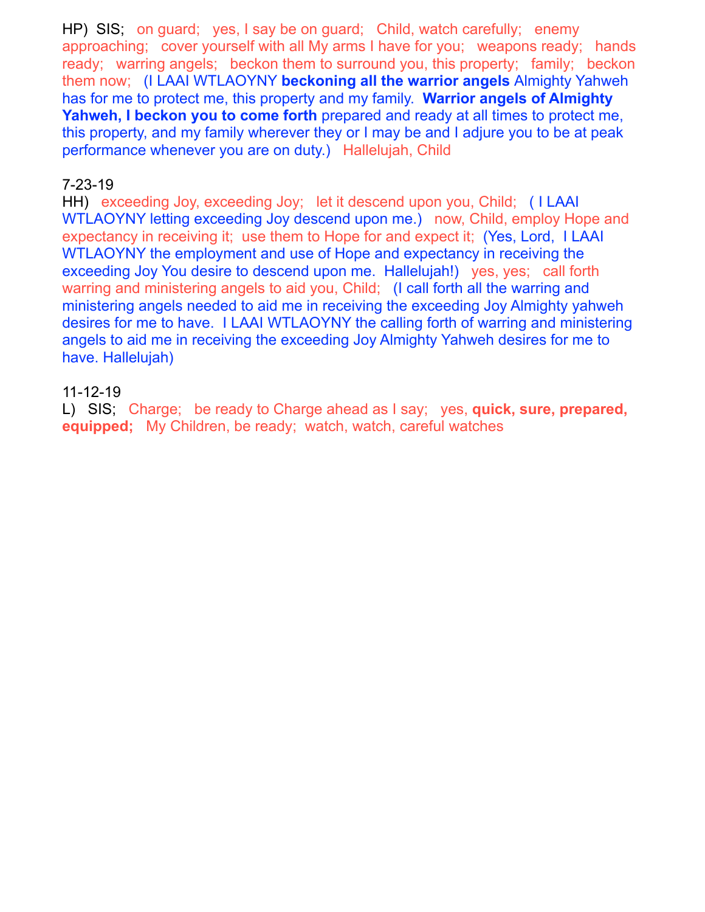HP) SIS; on guard; yes, I say be on guard; Child, watch carefully; enemy approaching; cover yourself with all My arms I have for you; weapons ready; hands ready; warring angels; beckon them to surround you, this property; family; beckon them now; (I LAAI WTLAOYNY **beckoning all the warrior angels** Almighty Yahweh has for me to protect me, this property and my family. **Warrior angels of Almighty Yahweh, I beckon you to come forth** prepared and ready at all times to protect me, this property, and my family wherever they or I may be and I adjure you to be at peak performance whenever you are on duty.) Hallelujah, Child

7-23-19

HH) exceeding Joy, exceeding Joy; let it descend upon you, Child; ( I LAAI WTLAOYNY letting exceeding Joy descend upon me.) now, Child, employ Hope and expectancy in receiving it; use them to Hope for and expect it; (Yes, Lord, I LAAI WTLAOYNY the employment and use of Hope and expectancy in receiving the exceeding Joy You desire to descend upon me. Hallelujah!) yes, yes; call forth warring and ministering angels to aid you, Child; (I call forth all the warring and ministering angels needed to aid me in receiving the exceeding Joy Almighty yahweh desires for me to have. I LAAI WTLAOYNY the calling forth of warring and ministering angels to aid me in receiving the exceeding Joy Almighty Yahweh desires for me to have. Hallelujah)

11-12-19

L) SIS; Charge; be ready to Charge ahead as I say; yes, **quick, sure, prepared, equipped;** My Children, be ready; watch, watch, careful watches